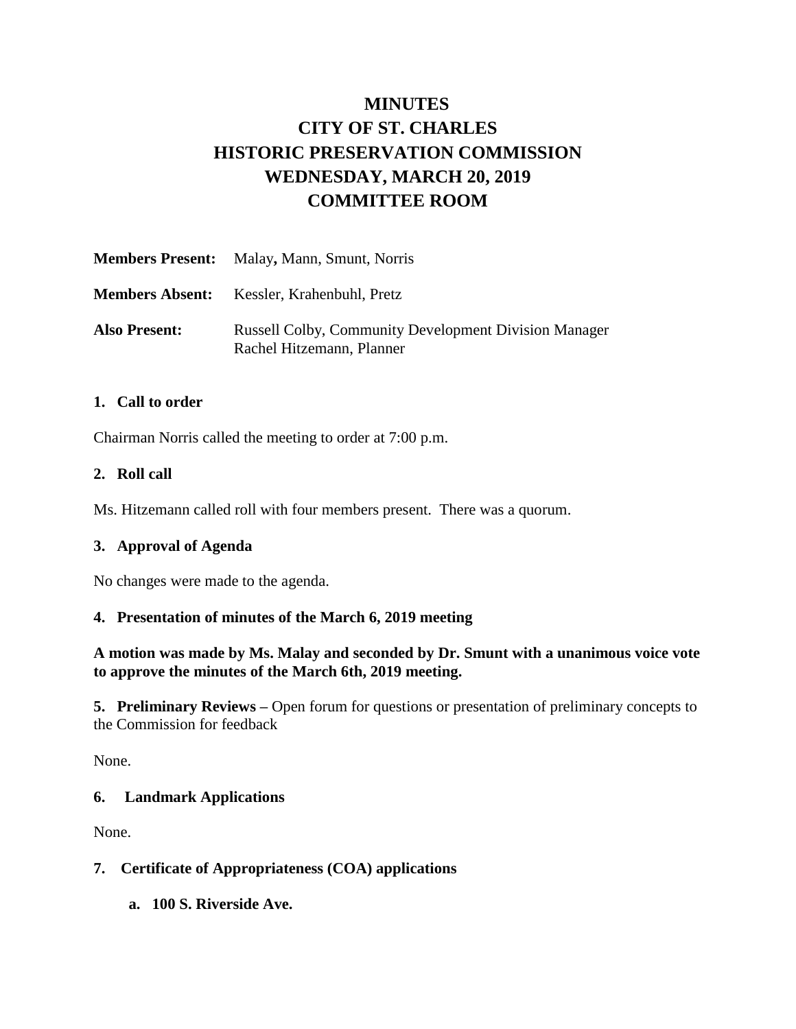# MINUTES
# CITY OF ST. CHARLES
# HISTORIC PRESERVATION COMMISSION
# WEDNESDAY, MARCH 20, 2019
# COMMITTEE ROOM

**Members Present:** Malay**,** Mann, Smunt, Norris

**Members Absent:** Kessler, Krahenbuhl, Pretz

**Also Present:** Russell Colby, Community Development Division Manager
Rachel Hitzemann, Planner

### 1. Call to order

Chairman Norris called the meeting to order at 7:00 p.m.

### 2. Roll call

Ms. Hitzemann called roll with four members present. There was a quorum.

### 3. Approval of Agenda

No changes were made to the agenda.

### 4. Presentation of minutes of the March 6, 2019 meeting

**A motion was made by Ms. Malay and seconded by Dr. Smunt with a unanimous voice vote to approve the minutes of the March 6th, 2019 meeting.**

**5. Preliminary Reviews –** Open forum for questions or presentation of preliminary concepts to the Commission for feedback

None.

### 6. Landmark Applications

None.

### 7. Certificate of Appropriateness (COA) applications

**a. 100 S. Riverside Ave.**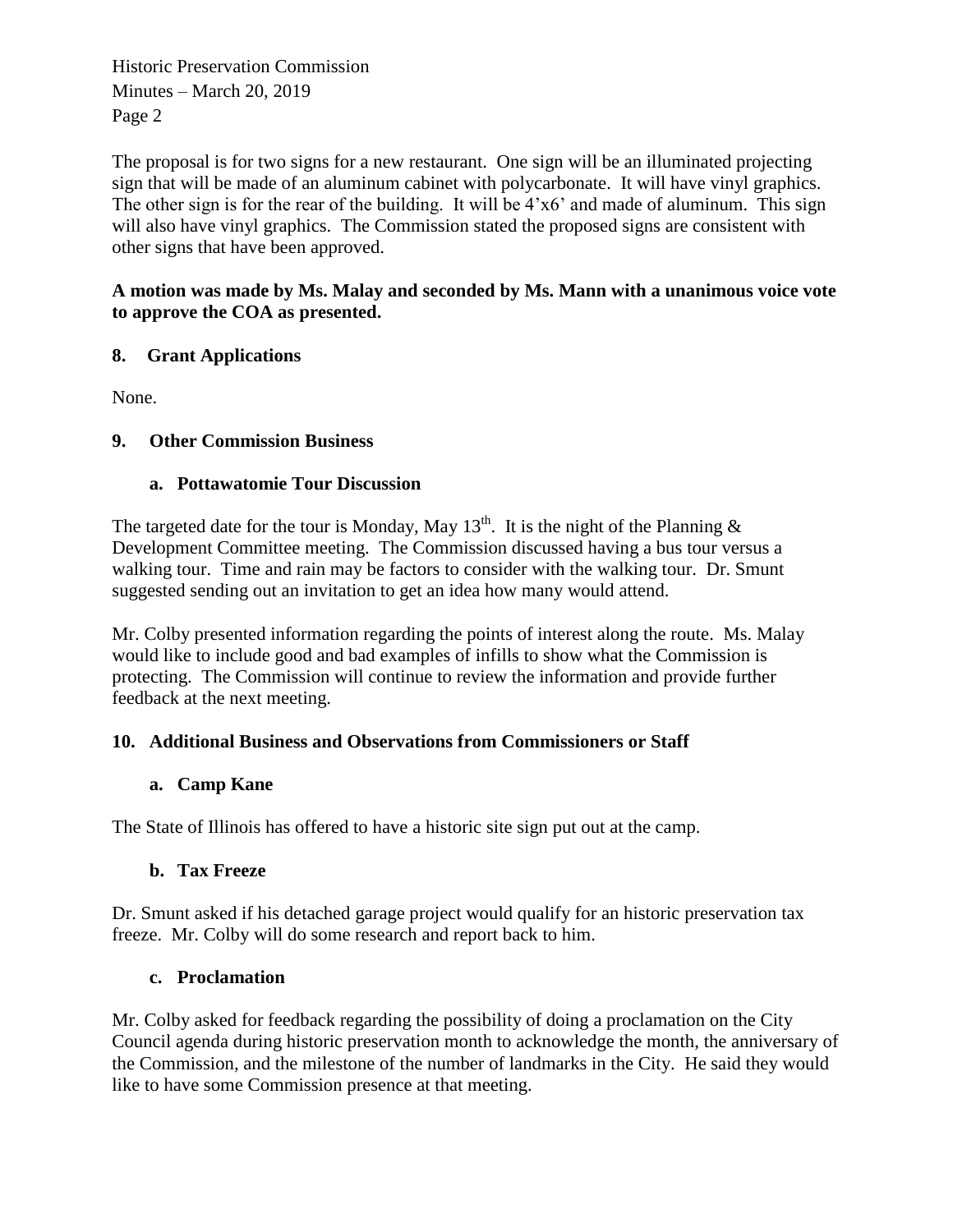The proposal is for two signs for a new restaurant. One sign will be an illuminated projecting sign that will be made of an aluminum cabinet with polycarbonate. It will have vinyl graphics. The other sign is for the rear of the building. It will be 4'x6' and made of aluminum. This sign will also have vinyl graphics. The Commission stated the proposed signs are consistent with other signs that have been approved.

**A motion was made by Ms. Malay and seconded by Ms. Mann with a unanimous voice vote to approve the COA as presented.**

## 8. Grant Applications

None.

## 9. Other Commission Business

### a. Pottawatomie Tour Discussion

The targeted date for the tour is Monday, May 13th. It is the night of the Planning & Development Committee meeting. The Commission discussed having a bus tour versus a walking tour. Time and rain may be factors to consider with the walking tour. Dr. Smunt suggested sending out an invitation to get an idea how many would attend.

Mr. Colby presented information regarding the points of interest along the route. Ms. Malay would like to include good and bad examples of infills to show what the Commission is protecting. The Commission will continue to review the information and provide further feedback at the next meeting.

## 10. Additional Business and Observations from Commissioners or Staff

### a. Camp Kane

The State of Illinois has offered to have a historic site sign put out at the camp.

### b. Tax Freeze

Dr. Smunt asked if his detached garage project would qualify for an historic preservation tax freeze. Mr. Colby will do some research and report back to him.

### c. Proclamation

Mr. Colby asked for feedback regarding the possibility of doing a proclamation on the City Council agenda during historic preservation month to acknowledge the month, the anniversary of the Commission, and the milestone of the number of landmarks in the City. He said they would like to have some Commission presence at that meeting.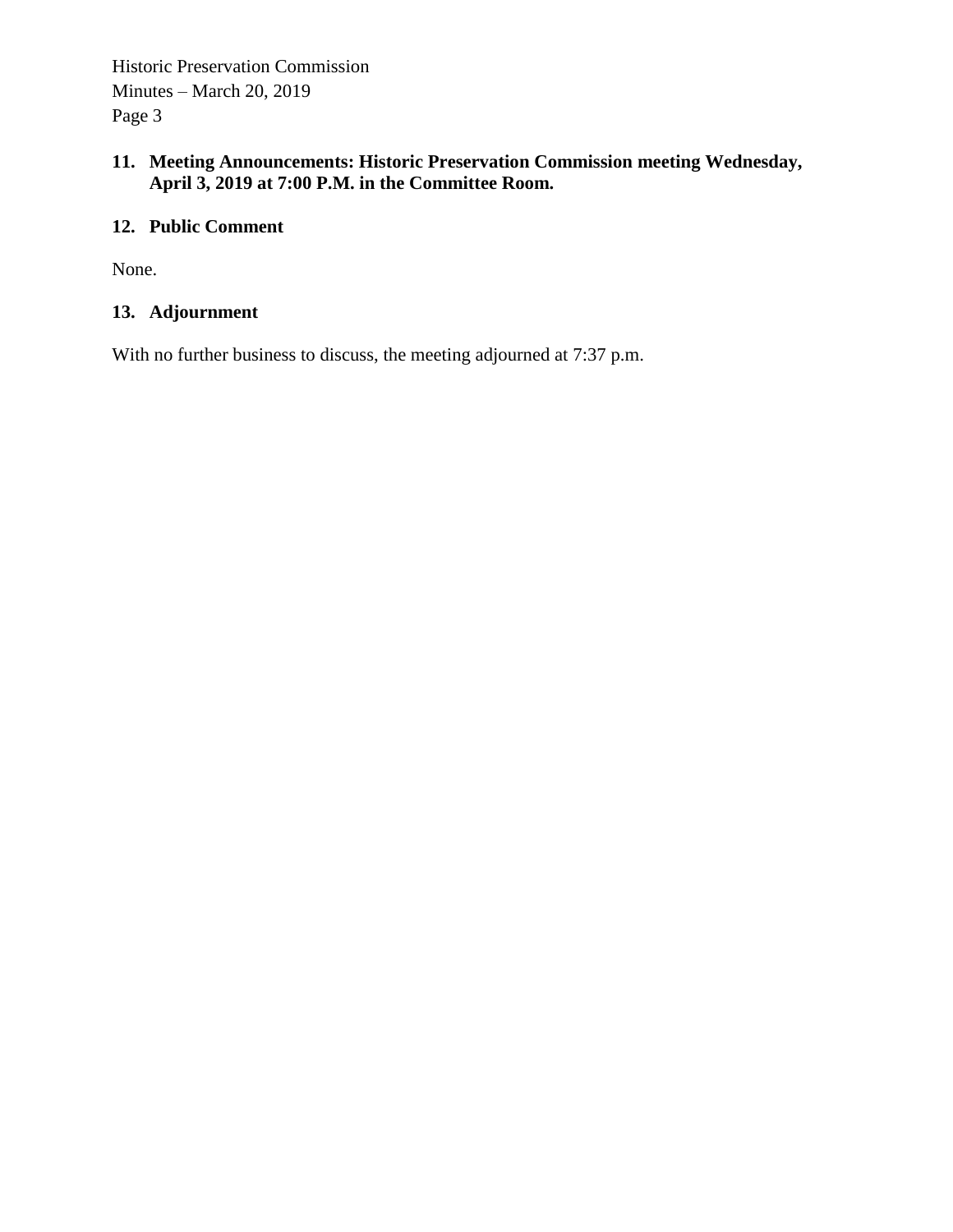**11. Meeting Announcements: Historic Preservation Commission meeting Wednesday, April 3, 2019 at 7:00 P.M. in the Committee Room.**

**12. Public Comment**

None.

**13. Adjournment**

With no further business to discuss, the meeting adjourned at 7:37 p.m.